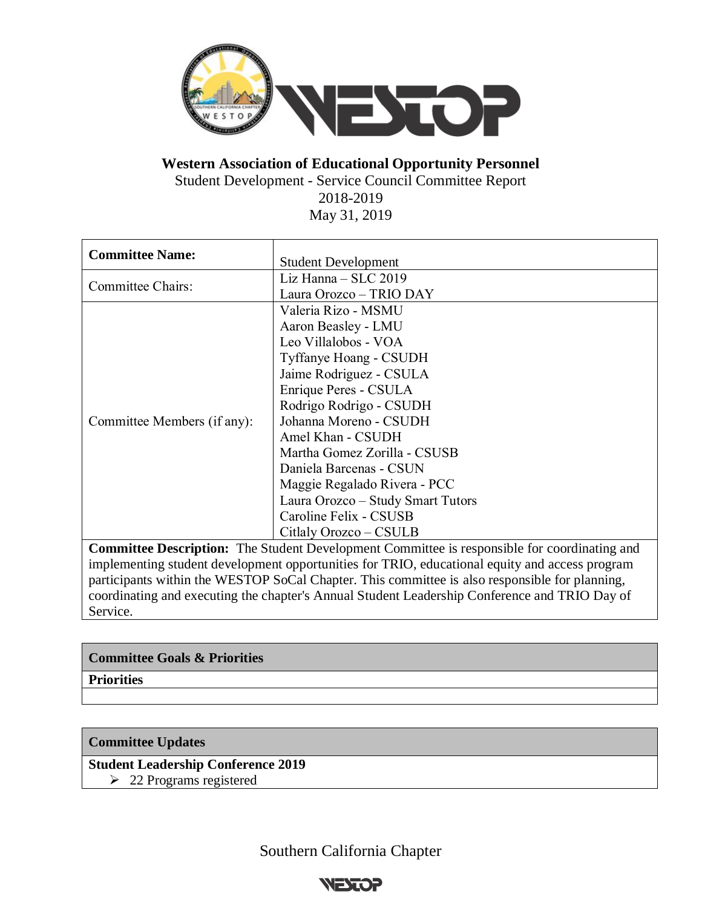**Western Association of Educational Opportunity Personnel**

Student Development - Service Council Committee Report

2018-2019

May 31, 2019

| **Committee Name:** | Student Development |
|---|---|
| Committee Chairs: | Liz Hanna – SLC 2019<br>Laura Orozco – TRIO DAY |
| Committee Members (if any): | Valeria Rizo - MSMU<br>Aaron Beasley - LMU<br>Leo Villalobos - VOA<br>Tyffanye Hoang - CSUDH<br>Jaime Rodriguez - CSULA<br>Enrique Peres - CSULA<br>Rodrigo Rodrigo - CSUDH<br>Johanna Moreno - CSUDH<br>Amel Khan - CSUDH<br>Martha Gomez Zorilla - CSUSB<br>Daniela Barcenas - CSUN<br>Maggie Regalado Rivera - PCC<br>Laura Orozco – Study Smart Tutors<br>Caroline Felix - CSUSB<br>Citlaly Orozco – CSULB |

**Committee Description:** The Student Development Committee is responsible for coordinating and implementing student development opportunities for TRIO, educational equity and access program participants within the WESTOP SoCal Chapter. This committee is also responsible for planning, coordinating and executing the chapter's Annual Student Leadership Conference and TRIO Day of Service.

| **Committee Goals & Priorities** |
|---|
| **Priorities** |
| |

| **Committee Updates** |
|---|
| **Student Leadership Conference 2019**<br>➢ 22 Programs registered |

Southern California Chapter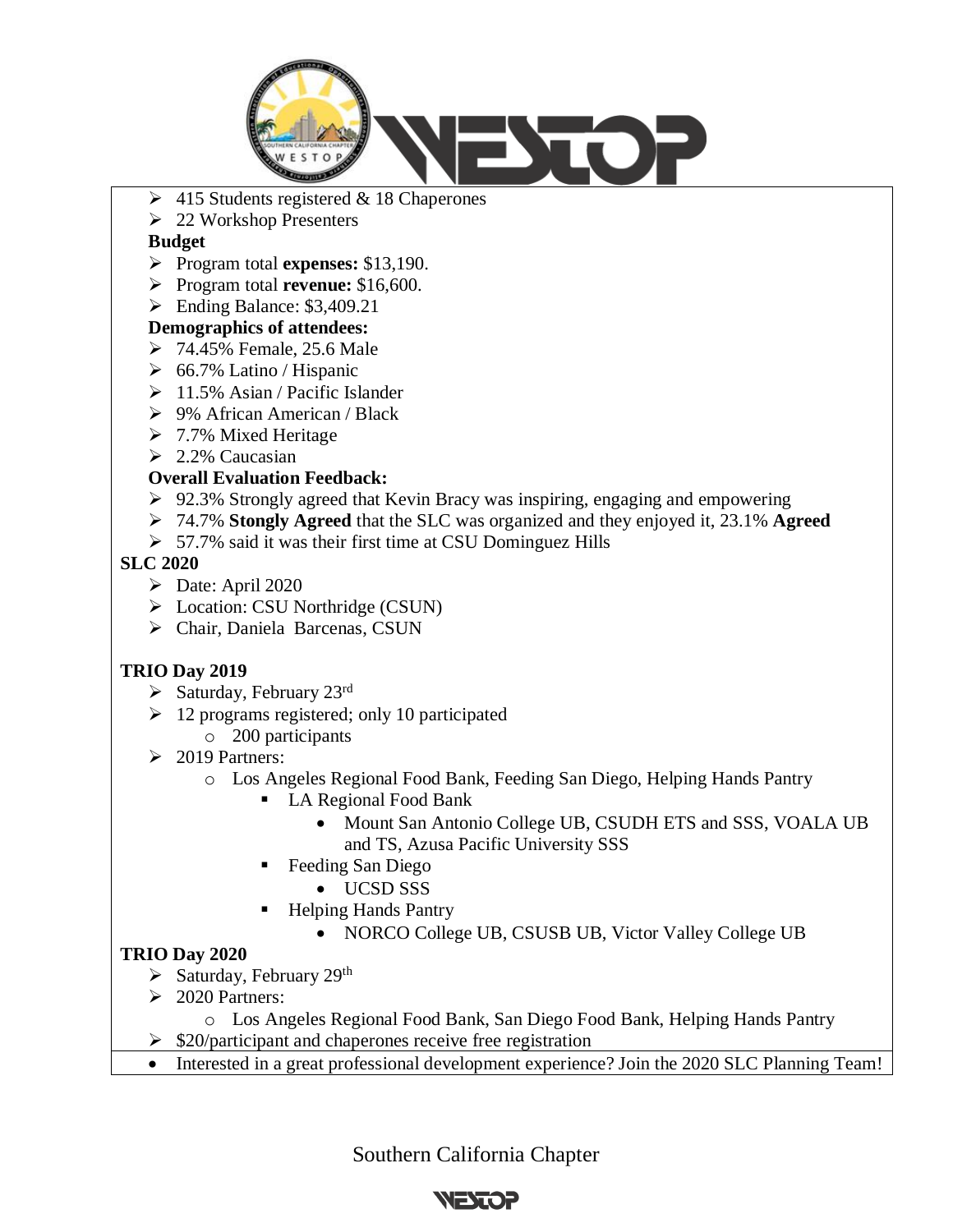- 415 Students registered & 18 Chaperones
- 22 Workshop Presenters

**Budget**

- Program total **expenses:** $13,190.
- Program total **revenue:** $16,600.
- Ending Balance: $3,409.21

**Demographics of attendees:**

- 74.45% Female, 25.6 Male
- 66.7% Latino / Hispanic
- 11.5% Asian / Pacific Islander
- 9% African American / Black
- 7.7% Mixed Heritage
- 2.2% Caucasian

**Overall Evaluation Feedback:**

- 92.3% Strongly agreed that Kevin Bracy was inspiring, engaging and empowering
- 74.7% **Stongly Agreed** that the SLC was organized and they enjoyed it, 23.1% **Agreed**
- 57.7% said it was their first time at CSU Dominguez Hills

**SLC 2020**

- Date: April 2020
- Location: CSU Northridge (CSUN)
- Chair, Daniela Barcenas, CSUN

**TRIO Day 2019**

- Saturday, February 23rd
- 12 programs registered; only 10 participated
  - 200 participants
- 2019 Partners:
  - Los Angeles Regional Food Bank, Feeding San Diego, Helping Hands Pantry
    - LA Regional Food Bank
      - Mount San Antonio College UB, CSUDH ETS and SSS, VOALA UB and TS, Azusa Pacific University SSS
    - Feeding San Diego
      - UCSD SSS
    - Helping Hands Pantry
      - NORCO College UB, CSUSB UB, Victor Valley College UB

**TRIO Day 2020**

- Saturday, February 29th
- 2020 Partners:
  - Los Angeles Regional Food Bank, San Diego Food Bank, Helping Hands Pantry
- $20/participant and chaperones receive free registration

- Interested in a great professional development experience? Join the 2020 SLC Planning Team!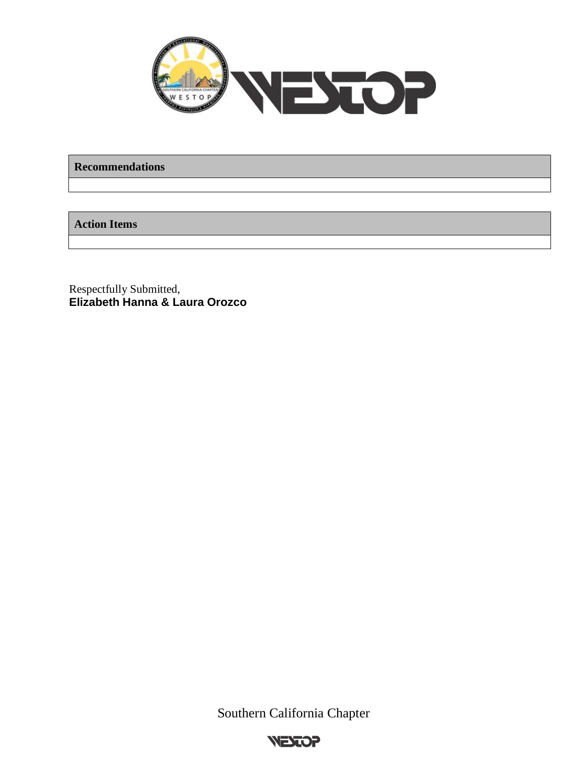| Recommendations |
| --- |
| |

| Action Items |
| --- |
| |

Respectfully Submitted,
**Elizabeth Hanna & Laura Orozco**